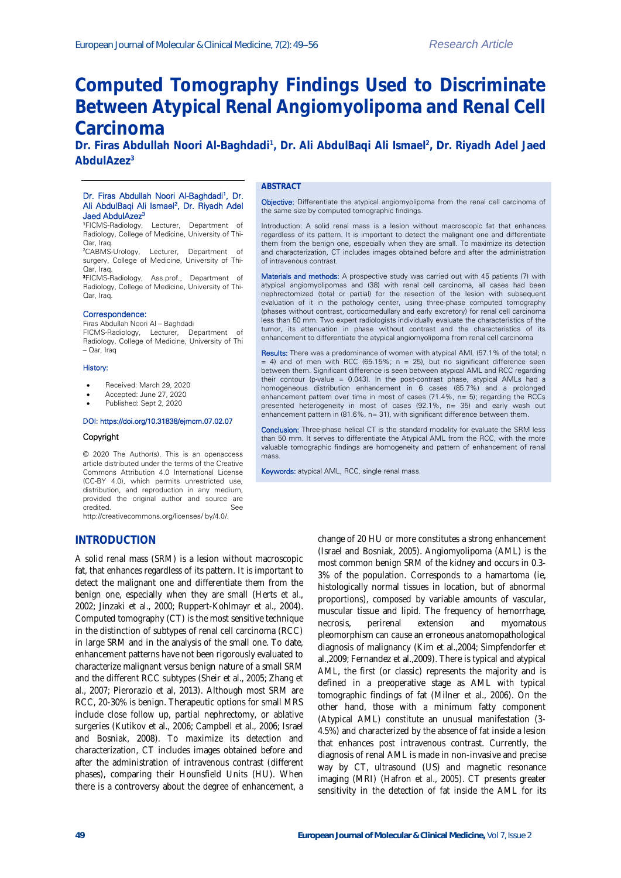# Computed Tomography Findings Used to Discriminate Between Atypical Renal Angiomyolipoma and Renal Cell Carcinoma

**Dr. Firas Abdullah Noori Al-Baghdadi[1], Dr. Ali AbdulBaqi Ali Ismael[2], Dr. Riyadh Adel Jaed AbdulAzez[3]**

Dr. Firas Abdullah Noori Al-Baghdadi[1], Dr. Ali AbdulBaqi Ali Ismael[2], Dr. Riyadh Adel Jaed AbdulAzez[3]

[1]FICMS-Radiology, Lecturer, Department of Radiology, College of Medicine, University of Thi-Qar, Iraq.

[2]CABMS-Urology, Lecturer, Department of surgery, College of Medicine, University of Thi-Qar, Iraq.

[3]FICMS-Radiology, Ass.prof., Department of Radiology, College of Medicine, University of Thi-Qar, Iraq.

**Correspondence:**
Firas Abdullah Noori Al – Baghdadi
FICMS-Radiology, Lecturer, Department of Radiology, College of Medicine, University of Thi – Qar, Iraq

**History:**

- Received: March 29, 2020
- Accepted: June 27, 2020
- Published: Sept 2, 2020

DOI: https://doi.org/10.31838/ejmcm.07.02.07

**Copyright**

© 2020 The Author(s). This is an openaccess article distributed under the terms of the Creative Commons Attribution 4.0 International License (CC-BY 4.0), which permits unrestricted use, distribution, and reproduction in any medium, provided the original author and source are credited. See http://creativecommons.org/licenses/ by/4.0/.

## ABSTRACT

**Objective:** Differentiate the atypical angiomyolipoma from the renal cell carcinoma of the same size by computed tomographic findings.

Introduction: A solid renal mass is a lesion without macroscopic fat that enhances regardless of its pattern. It is important to detect the malignant one and differentiate them from the benign one, especially when they are small. To maximize its detection and characterization, CT includes images obtained before and after the administration of intravenous contrast.

**Materials and methods:** A prospective study was carried out with 45 patients (7) with atypical angiomyolipomas and (38) with renal cell carcinoma, all cases had been nephrectomized (total or partial) for the resection of the lesion with subsequent evaluation of it in the pathology center, using three-phase computed tomography (phases without contrast, corticomedullary and early excretory) for renal cell carcinoma less than 50 mm. Two expert radiologists individually evaluate the characteristics of the tumor, its attenuation in phase without contrast and the characteristics of its enhancement to differentiate the atypical angiomyolipoma from renal cell carcinoma

**Results:** There was a predominance of women with atypical AML (57.1% of the total; n = 4) and of men with RCC (65.15%; n = 25), but no significant difference seen between them. Significant difference is seen between atypical AML and RCC regarding their contour (p-value = 0.043). In the post-contrast phase, atypical AMLs had a homogeneous distribution enhancement in 6 cases (85.7%) and a prolonged enhancement pattern over time in most of cases (71.4%, n= 5); regarding the RCCs presented heterogeneity in most of cases (92.1%, n= 35) and early wash out enhancement pattern in (81.6%, n= 31), with significant difference between them.

**Conclusion:** Three-phase helical CT is the standard modality for evaluate the SRM less than 50 mm. It serves to differentiate the Atypical AML from the RCC, with the more valuable tomographic findings are homogeneity and pattern of enhancement of renal mass.

**Keywords:** atypical AML, RCC, single renal mass.

## INTRODUCTION

A solid renal mass (SRM) is a lesion without macroscopic fat, that enhances regardless of its pattern. It is important to detect the malignant one and differentiate them from the benign one, especially when they are small (Herts et al., 2002; Jinzaki et al., 2000; Ruppert-Kohlmayr et al., 2004). Computed tomography (CT) is the most sensitive technique in the distinction of subtypes of renal cell carcinoma (RCC) in large SRM and in the analysis of the small one. To date, enhancement patterns have not been rigorously evaluated to characterize malignant versus benign nature of a small SRM and the different RCC subtypes (Sheir et al., 2005; Zhang et al., 2007; Pierorazio et al, 2013). Although most SRM are RCC, 20-30% is benign. Therapeutic options for small MRS include close follow up, partial nephrectomy, or ablative surgeries (Kutikov et al., 2006; Campbell et al., 2006; Israel and Bosniak, 2008). To maximize its detection and characterization, CT includes images obtained before and after the administration of intravenous contrast (different phases), comparing their Hounsfield Units (HU). When there is a controversy about the degree of enhancement, a change of 20 HU or more constitutes a strong enhancement (Israel and Bosniak, 2005). Angiomyolipoma (AML) is the most common benign SRM of the kidney and occurs in 0.3-3% of the population. Corresponds to a hamartoma (ie, histologically normal tissues in location, but of abnormal proportions), composed by variable amounts of vascular, muscular tissue and lipid. The frequency of hemorrhage, necrosis, perirenal extension and myomatous pleomorphism can cause an erroneous anatomopathological diagnosis of malignancy (Kim et al.,2004; Simpfendorfer et al.,2009; Fernandez et al.,2009). There is typical and atypical AML, the first (or classic) represents the majority and is defined in a preoperative stage as AML with typical tomographic findings of fat (Milner et al., 2006). On the other hand, those with a minimum fatty component (Atypical AML) constitute an unusual manifestation (3-4.5%) and characterized by the absence of fat inside a lesion that enhances post intravenous contrast. Currently, the diagnosis of renal AML is made in non-invasive and precise way by CT, ultrasound (US) and magnetic resonance imaging (MRI) (Hafron et al., 2005). CT presents greater sensitivity in the detection of fat inside the AML for its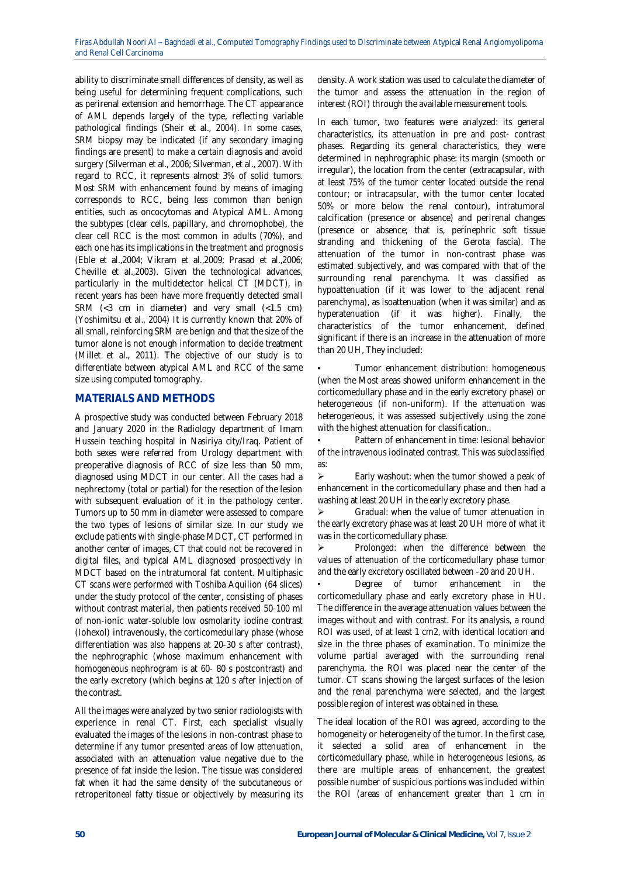ability to discriminate small differences of density, as well as being useful for determining frequent complications, such as perirenal extension and hemorrhage. The CT appearance of AML depends largely of the type, reflecting variable pathological findings (Sheir et al., 2004). In some cases, SRM biopsy may be indicated (if any secondary imaging findings are present) to make a certain diagnosis and avoid surgery (Silverman et al., 2006; Silverman, et al., 2007). With regard to RCC, it represents almost 3% of solid tumors. Most SRM with enhancement found by means of imaging corresponds to RCC, being less common than benign entities, such as oncocytomas and Atypical AML. Among the subtypes (clear cells, papillary, and chromophobe), the clear cell RCC is the most common in adults (70%), and each one has its implications in the treatment and prognosis (Eble et al.,2004; Vikram et al.,2009; Prasad et al.,2006; Cheville et al.,2003). Given the technological advances, particularly in the multidetector helical CT (MDCT), in recent years has been have more frequently detected small SRM (<3 cm in diameter) and very small (<1.5 cm) (Yoshimitsu et al., 2004) It is currently known that 20% of all small, reinforcing SRM are benign and that the size of the tumor alone is not enough information to decide treatment (Millet et al., 2011). The objective of our study is to differentiate between atypical AML and RCC of the same size using computed tomography.

## MATERIALS AND METHODS

A prospective study was conducted between February 2018 and January 2020 in the Radiology department of Imam Hussein teaching hospital in Nasiriya city/Iraq. Patient of both sexes were referred from Urology department with preoperative diagnosis of RCC of size less than 50 mm, diagnosed using MDCT in our center. All the cases had a nephrectomy (total or partial) for the resection of the lesion with subsequent evaluation of it in the pathology center. Tumors up to 50 mm in diameter were assessed to compare the two types of lesions of similar size. In our study we exclude patients with single-phase MDCT, CT performed in another center of images, CT that could not be recovered in digital files, and typical AML diagnosed prospectively in MDCT based on the intratumoral fat content. Multiphasic CT scans were performed with Toshiba Aquilion (64 slices) under the study protocol of the center, consisting of phases without contrast material, then patients received 50-100 ml of non-ionic water-soluble low osmolarity iodine contrast (Iohexol) intravenously, the corticomedullary phase (whose differentiation was also happens at 20-30 s after contrast), the nephrographic (whose maximum enhancement with homogeneous nephrogram is at 60- 80 s postcontrast) and the early excretory (which begins at 120 s after injection of the contrast.

All the images were analyzed by two senior radiologists with experience in renal CT. First, each specialist visually evaluated the images of the lesions in non-contrast phase to determine if any tumor presented areas of low attenuation, associated with an attenuation value negative due to the presence of fat inside the lesion. The tissue was considered fat when it had the same density of the subcutaneous or retroperitoneal fatty tissue or objectively by measuring its density. A work station was used to calculate the diameter of the tumor and assess the attenuation in the region of interest (ROI) through the available measurement tools.

In each tumor, two features were analyzed: its general characteristics, its attenuation in pre and post- contrast phases. Regarding its general characteristics, they were determined in nephrographic phase: its margin (smooth or irregular), the location from the center (extracapsular, with at least 75% of the tumor center located outside the renal contour; or intracapsular, with the tumor center located 50% or more below the renal contour), intratumoral calcification (presence or absence) and perirenal changes (presence or absence; that is, perinephric soft tissue stranding and thickening of the Gerota fascia). The attenuation of the tumor in non-contrast phase was estimated subjectively, and was compared with that of the surrounding renal parenchyma. It was classified as hypoattenuation (if it was lower to the adjacent renal parenchyma), as isoattenuation (when it was similar) and as hyperatenuation (if it was higher). Finally, the characteristics of the tumor enhancement, defined significant if there is an increase in the attenuation of more than 20 UH, They included:

- Tumor enhancement distribution: homogeneous (when the Most areas showed uniform enhancement in the corticomedullary phase and in the early excretory phase) or heterogeneous (if non-uniform). If the attenuation was heterogeneous, it was assessed subjectively using the zone with the highest attenuation for classification..
- Pattern of enhancement in time: lesional behavior of the intravenous iodinated contrast. This was subclassified as:
  - Early washout: when the tumor showed a peak of enhancement in the corticomedullary phase and then had a washing at least 20 UH in the early excretory phase.
  - Gradual: when the value of tumor attenuation in the early excretory phase was at least 20 UH more of what it was in the corticomedullary phase.
  - Prolonged: when the difference between the values of attenuation of the corticomedullary phase tumor and the early excretory oscillated between -20 and 20 UH.
- Degree of tumor enhancement in the corticomedullary phase and early excretory phase in HU. The difference in the average attenuation values between the images without and with contrast. For its analysis, a round ROI was used, of at least 1 cm2, with identical location and size in the three phases of examination. To minimize the volume partial averaged with the surrounding renal parenchyma, the ROI was placed near the center of the tumor. CT scans showing the largest surfaces of the lesion and the renal parenchyma were selected, and the largest possible region of interest was obtained in these.

The ideal location of the ROI was agreed, according to the homogeneity or heterogeneity of the tumor. In the first case, it selected a solid area of enhancement in the corticomedullary phase, while in heterogeneous lesions, as there are multiple areas of enhancement, the greatest possible number of suspicious portions was included within the ROI (areas of enhancement greater than 1 cm in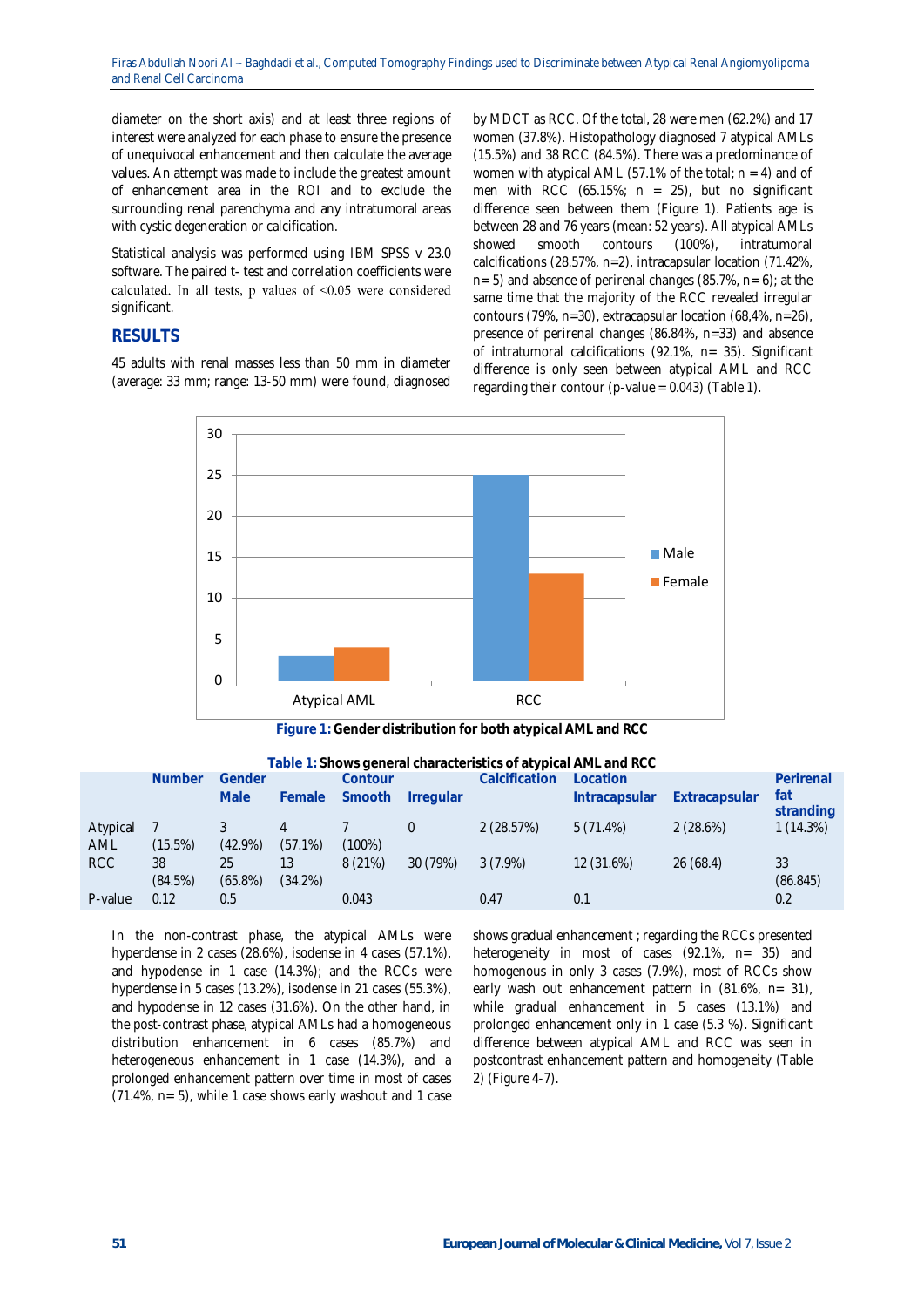diameter on the short axis) and at least three regions of interest were analyzed for each phase to ensure the presence of unequivocal enhancement and then calculate the average values. An attempt was made to include the greatest amount of enhancement area in the ROI and to exclude the surrounding renal parenchyma and any intratumoral areas with cystic degeneration or calcification.

Statistical analysis was performed using IBM SPSS v 23.0 software. The paired t- test and correlation coefficients were calculated. In all tests, p values of ≤0.05 were considered significant.

## RESULTS

45 adults with renal masses less than 50 mm in diameter (average: 33 mm; range: 13-50 mm) were found, diagnosed by MDCT as RCC. Of the total, 28 were men (62.2%) and 17 women (37.8%). Histopathology diagnosed 7 atypical AMLs (15.5%) and 38 RCC (84.5%). There was a predominance of women with atypical AML (57.1% of the total; n = 4) and of men with RCC (65.15%; n = 25), but no significant difference seen between them (Figure 1). Patients age is between 28 and 76 years (mean: 52 years). All atypical AMLs showed smooth contours (100%), intratumoral calcifications (28.57%, n=2), intracapsular location (71.42%, n= 5) and absence of perirenal changes (85.7%, n= 6); at the same time that the majority of the RCC revealed irregular contours (79%, n=30), extracapsular location (68,4%, n=26), presence of perirenal changes (86.84%, n=33) and absence of intratumoral calcifications (92.1%, n= 35). Significant difference is only seen between atypical AML and RCC regarding their contour (p-value = 0.043) (Table 1).

| | Atypical AML | RCC |
|---|---|---|
| Male | 3 | 25 |
| Female | 4 | 13 |

**Figure 1: Gender distribution for both atypical AML and RCC**

**Table 1: Shows general characteristics of atypical AML and RCC**

| | Number | Gender | | Contour | | Calcification | Location | | Perirenal fat stranding |
|---|---|---|---|---|---|---|---|---|---|
| | | Male | Female | Smooth | Irregular | | Intracapsular | Extracapsular | |
| Atypical AML | 7 (15.5%) | 3 (42.9%) | 4 (57.1%) | 7 (100%) | 0 | 2 (28.57%) | 5 (71.4%) | 2 (28.6%) | 1 (14.3%) |
| RCC | 38 (84.5%) | 25 (65.8%) | 13 (34.2%) | 8 (21%) | 30 (79%) | 3 (7.9%) | 12 (31.6%) | 26 (68.4) | 33 (86.845) |
| P-value | 0.12 | 0.5 | | 0.043 | | 0.47 | 0.1 | | 0.2 |

In the non-contrast phase, the atypical AMLs were hyperdense in 2 cases (28.6%), isodense in 4 cases (57.1%), and hypodense in 1 case (14.3%); and the RCCs were hyperdense in 5 cases (13.2%), isodense in 21 cases (55.3%), and hypodense in 12 cases (31.6%). On the other hand, in the post-contrast phase, atypical AMLs had a homogeneous distribution enhancement in 6 cases (85.7%) and heterogeneous enhancement in 1 case (14.3%), and a prolonged enhancement pattern over time in most of cases (71.4%, n= 5), while 1 case shows early washout and 1 case shows gradual enhancement ; regarding the RCCs presented heterogeneity in most of cases (92.1%, n= 35) and homogenous in only 3 cases (7.9%), most of RCCs show early wash out enhancement pattern in (81.6%, n= 31), while gradual enhancement in 5 cases (13.1%) and prolonged enhancement only in 1 case (5.3 %). Significant difference between atypical AML and RCC was seen in postcontrast enhancement pattern and homogeneity (Table 2) (Figure 4-7).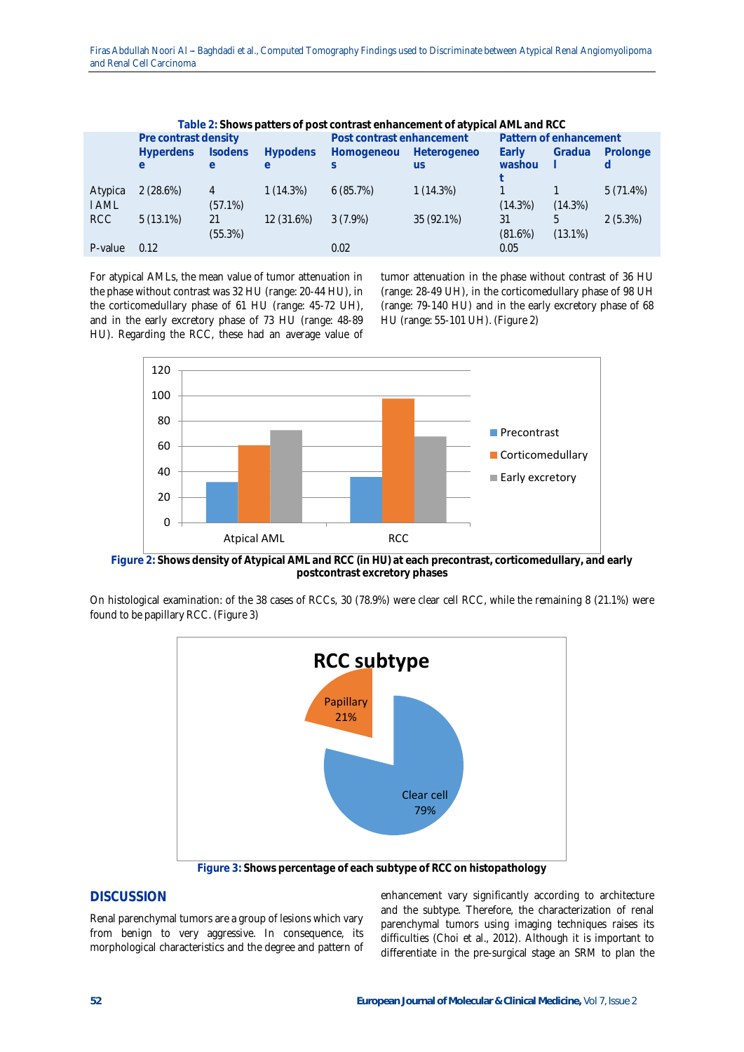**Table 2:** Shows patters of post contrast enhancement of atypical AML and RCC

| | Pre contrast density | | | Post contrast enhancement | | Pattern of enhancement | | |
|---|---|---|---|---|---|---|---|---|
| | Hyperdense | Isodense | Hypodense | Homogeneous | Heterogeneous | Early washout | Gradual | Prolonged |
| Atypical AML | 2 (28.6%) | 4 (57.1%) | 1 (14.3%) | 6 (85.7%) | 1 (14.3%) | 1 (14.3%) | 1 (14.3%) | 5 (71.4%) |
| RCC | 5 (13.1%) | 21 (55.3%) | 12 (31.6%) | 3 (7.9%) | 35 (92.1%) | 31 (81.6%) | 5 (13.1%) | 2 (5.3%) |
| P-value | 0.12 | | | 0.02 | | 0.05 | | |

For atypical AMLs, the mean value of tumor attenuation in the phase without contrast was 32 HU (range: 20-44 HU), in the corticomedullary phase of 61 HU (range: 45-72 UH), and in the early excretory phase of 73 HU (range: 48-89 HU). Regarding the RCC, these had an average value of tumor attenuation in the phase without contrast of 36 HU (range: 28-49 UH), in the corticomedullary phase of 98 UH (range: 79-140 HU) and in the early excretory phase of 68 HU (range: 55-101 UH). (Figure 2)

**Figure 2:** Shows density of Atypical AML and RCC (in HU) at each precontrast, corticomedullary, and early postcontrast excretory phases

On histological examination: of the 38 cases of RCCs, 30 (78.9%) were clear cell RCC, while the remaining 8 (21.1%) were found to be papillary RCC. (Figure 3)

**Figure 3:** Shows percentage of each subtype of RCC on histopathology

## DISCUSSION

Renal parenchymal tumors are a group of lesions which vary from benign to very aggressive. In consequence, its morphological characteristics and the degree and pattern of enhancement vary significantly according to architecture and the subtype. Therefore, the characterization of renal parenchymal tumors using imaging techniques raises its difficulties (Choi et al., 2012). Although it is important to differentiate in the pre-surgical stage an SRM to plan the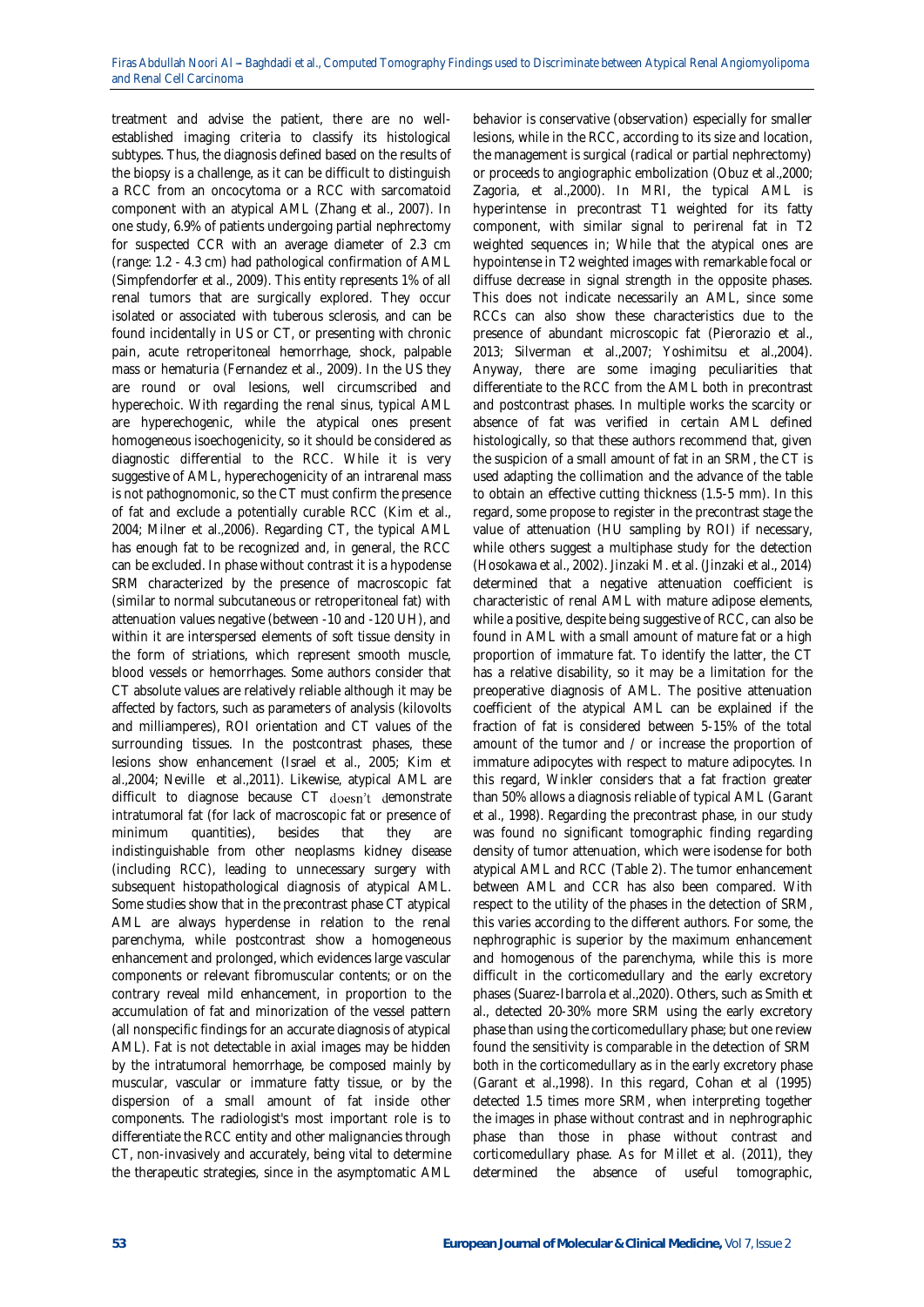treatment and advise the patient, there are no well-established imaging criteria to classify its histological subtypes. Thus, the diagnosis defined based on the results of the biopsy is a challenge, as it can be difficult to distinguish a RCC from an oncocytoma or a RCC with sarcomatoid component with an atypical AML (Zhang et al., 2007). In one study, 6.9% of patients undergoing partial nephrectomy for suspected CCR with an average diameter of 2.3 cm (range: 1.2 - 4.3 cm) had pathological confirmation of AML (Simpfendorfer et al., 2009). This entity represents 1% of all renal tumors that are surgically explored. They occur isolated or associated with tuberous sclerosis, and can be found incidentally in US or CT, or presenting with chronic pain, acute retroperitoneal hemorrhage, shock, palpable mass or hematuria (Fernandez et al., 2009). In the US they are round or oval lesions, well circumscribed and hyperechoic. With regarding the renal sinus, typical AML are hyperechogenic, while the atypical ones present homogeneous isoechogenicity, so it should be considered as diagnostic differential to the RCC. While it is very suggestive of AML, hyperechogenicity of an intrarenal mass is not pathognomonic, so the CT must confirm the presence of fat and exclude a potentially curable RCC (Kim et al., 2004; Milner et al.,2006). Regarding CT, the typical AML has enough fat to be recognized and, in general, the RCC can be excluded. In phase without contrast it is a hypodense SRM characterized by the presence of macroscopic fat (similar to normal subcutaneous or retroperitoneal fat) with attenuation values negative (between -10 and -120 UH), and within it are interspersed elements of soft tissue density in the form of striations, which represent smooth muscle, blood vessels or hemorrhages. Some authors consider that CT absolute values are relatively reliable although it may be affected by factors, such as parameters of analysis (kilovolts and milliamperes), ROI orientation and CT values of the surrounding tissues. In the postcontrast phases, these lesions show enhancement (Israel et al., 2005; Kim et al.,2004; Neville et al.,2011). Likewise, atypical AML are difficult to diagnose because CT doesn't demonstrate intratumoral fat (for lack of macroscopic fat or presence of minimum quantities), besides that they are indistinguishable from other neoplasms kidney disease (including RCC), leading to unnecessary surgery with subsequent histopathological diagnosis of atypical AML. Some studies show that in the precontrast phase CT atypical AML are always hyperdense in relation to the renal parenchyma, while postcontrast show a homogeneous enhancement and prolonged, which evidences large vascular components or relevant fibromuscular contents; or on the contrary reveal mild enhancement, in proportion to the accumulation of fat and minorization of the vessel pattern (all nonspecific findings for an accurate diagnosis of atypical AML). Fat is not detectable in axial images may be hidden by the intratumoral hemorrhage, be composed mainly by muscular, vascular or immature fatty tissue, or by the dispersion of a small amount of fat inside other components. The radiologist's most important role is to differentiate the RCC entity and other malignancies through CT, non-invasively and accurately, being vital to determine the therapeutic strategies, since in the asymptomatic AML behavior is conservative (observation) especially for smaller lesions, while in the RCC, according to its size and location, the management is surgical (radical or partial nephrectomy) or proceeds to angiographic embolization (Obuz et al.,2000; Zagoria, et al.,2000). In MRI, the typical AML is hyperintense in precontrast T1 weighted for its fatty component, with similar signal to perirenal fat in T2 weighted sequences in; While that the atypical ones are hypointense in T2 weighted images with remarkable focal or diffuse decrease in signal strength in the opposite phases. This does not indicate necessarily an AML, since some RCCs can also show these characteristics due to the presence of abundant microscopic fat (Pierorazio et al., 2013; Silverman et al.,2007; Yoshimitsu et al.,2004). Anyway, there are some imaging peculiarities that differentiate to the RCC from the AML both in precontrast and postcontrast phases. In multiple works the scarcity or absence of fat was verified in certain AML defined histologically, so that these authors recommend that, given the suspicion of a small amount of fat in an SRM, the CT is used adapting the collimation and the advance of the table to obtain an effective cutting thickness (1.5-5 mm). In this regard, some propose to register in the precontrast stage the value of attenuation (HU sampling by ROI) if necessary, while others suggest a multiphase study for the detection (Hosokawa et al., 2002). Jinzaki M. et al. (Jinzaki et al., 2014) determined that a negative attenuation coefficient is characteristic of renal AML with mature adipose elements, while a positive, despite being suggestive of RCC, can also be found in AML with a small amount of mature fat or a high proportion of immature fat. To identify the latter, the CT has a relative disability, so it may be a limitation for the preoperative diagnosis of AML. The positive attenuation coefficient of the atypical AML can be explained if the fraction of fat is considered between 5-15% of the total amount of the tumor and / or increase the proportion of immature adipocytes with respect to mature adipocytes. In this regard, Winkler considers that a fat fraction greater than 50% allows a diagnosis reliable of typical AML (Garant et al., 1998). Regarding the precontrast phase, in our study was found no significant tomographic finding regarding density of tumor attenuation, which were isodense for both atypical AML and RCC (Table 2). The tumor enhancement between AML and CCR has also been compared. With respect to the utility of the phases in the detection of SRM, this varies according to the different authors. For some, the nephrographic is superior by the maximum enhancement and homogenous of the parenchyma, while this is more difficult in the corticomedullary and the early excretory phases (Suarez-Ibarrola et al.,2020). Others, such as Smith et al., detected 20-30% more SRM using the early excretory phase than using the corticomedullary phase; but one review found the sensitivity is comparable in the detection of SRM both in the corticomedullary as in the early excretory phase (Garant et al.,1998). In this regard, Cohan et al (1995) detected 1.5 times more SRM, when interpreting together the images in phase without contrast and in nephrographic phase than those in phase without contrast and corticomedullary phase. As for Millet et al. (2011), they determined the absence of useful tomographic,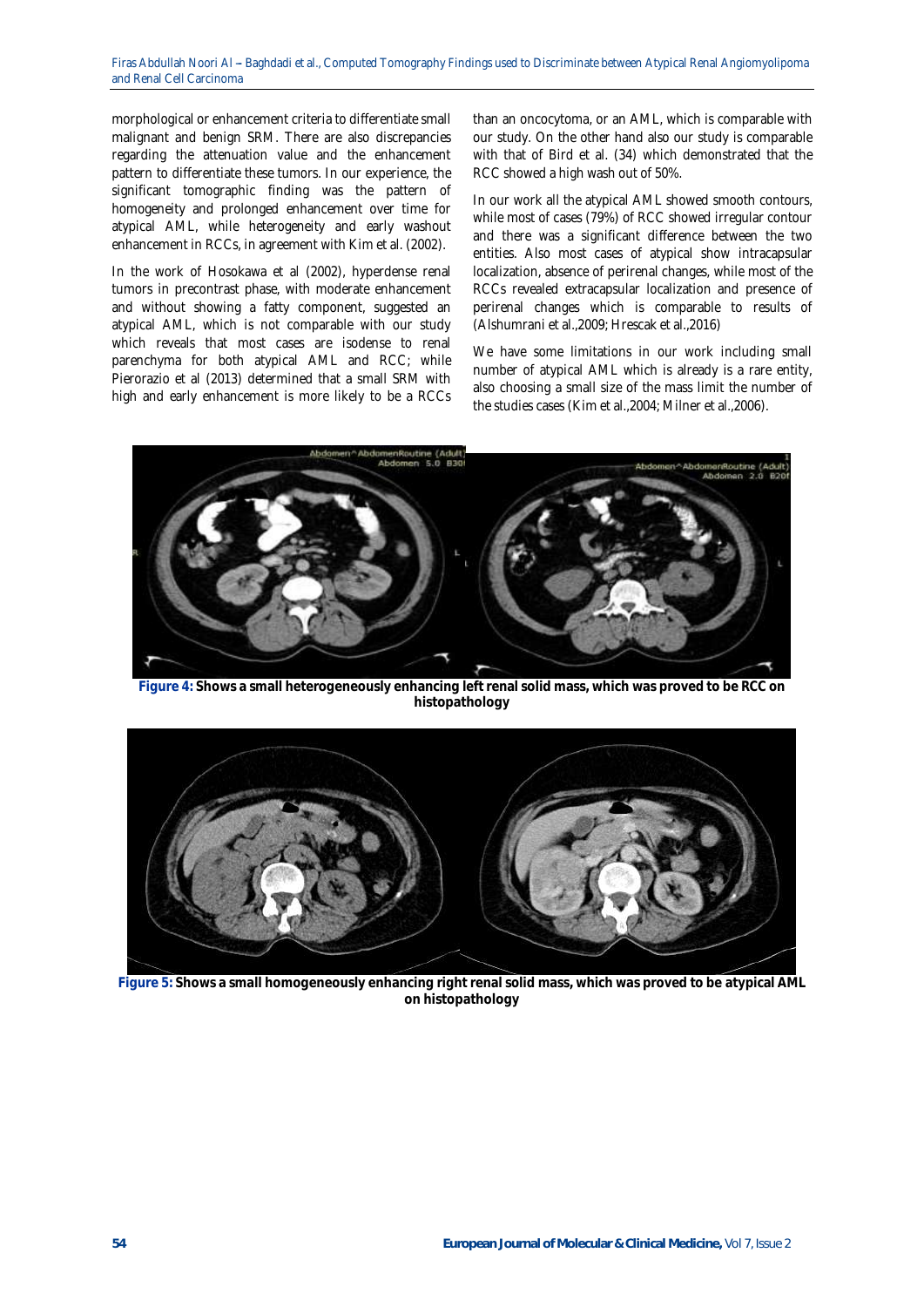morphological or enhancement criteria to differentiate small malignant and benign SRM. There are also discrepancies regarding the attenuation value and the enhancement pattern to differentiate these tumors. In our experience, the significant tomographic finding was the pattern of homogeneity and prolonged enhancement over time for atypical AML, while heterogeneity and early washout enhancement in RCCs, in agreement with Kim et al. (2002).

In the work of Hosokawa et al (2002), hyperdense renal tumors in precontrast phase, with moderate enhancement and without showing a fatty component, suggested an atypical AML, which is not comparable with our study which reveals that most cases are isodense to renal parenchyma for both atypical AML and RCC; while Pierorazio et al (2013) determined that a small SRM with high and early enhancement is more likely to be a RCCs than an oncocytoma, or an AML, which is comparable with our study. On the other hand also our study is comparable with that of Bird et al. (34) which demonstrated that the RCC showed a high wash out of 50%.

In our work all the atypical AML showed smooth contours, while most of cases (79%) of RCC showed irregular contour and there was a significant difference between the two entities. Also most cases of atypical show intracapsular localization, absence of perirenal changes, while most of the RCCs revealed extracapsular localization and presence of perirenal changes which is comparable to results of (Alshumrani et al.,2009; Hrescak et al.,2016)

We have some limitations in our work including small number of atypical AML which is already is a rare entity, also choosing a small size of the mass limit the number of the studies cases (Kim et al.,2004; Milner et al.,2006).

**Figure 4:** Shows a small heterogeneously enhancing left renal solid mass, which was proved to be RCC on histopathology

**Figure 5:** Shows a small homogeneously enhancing right renal solid mass, which was proved to be atypical AML on histopathology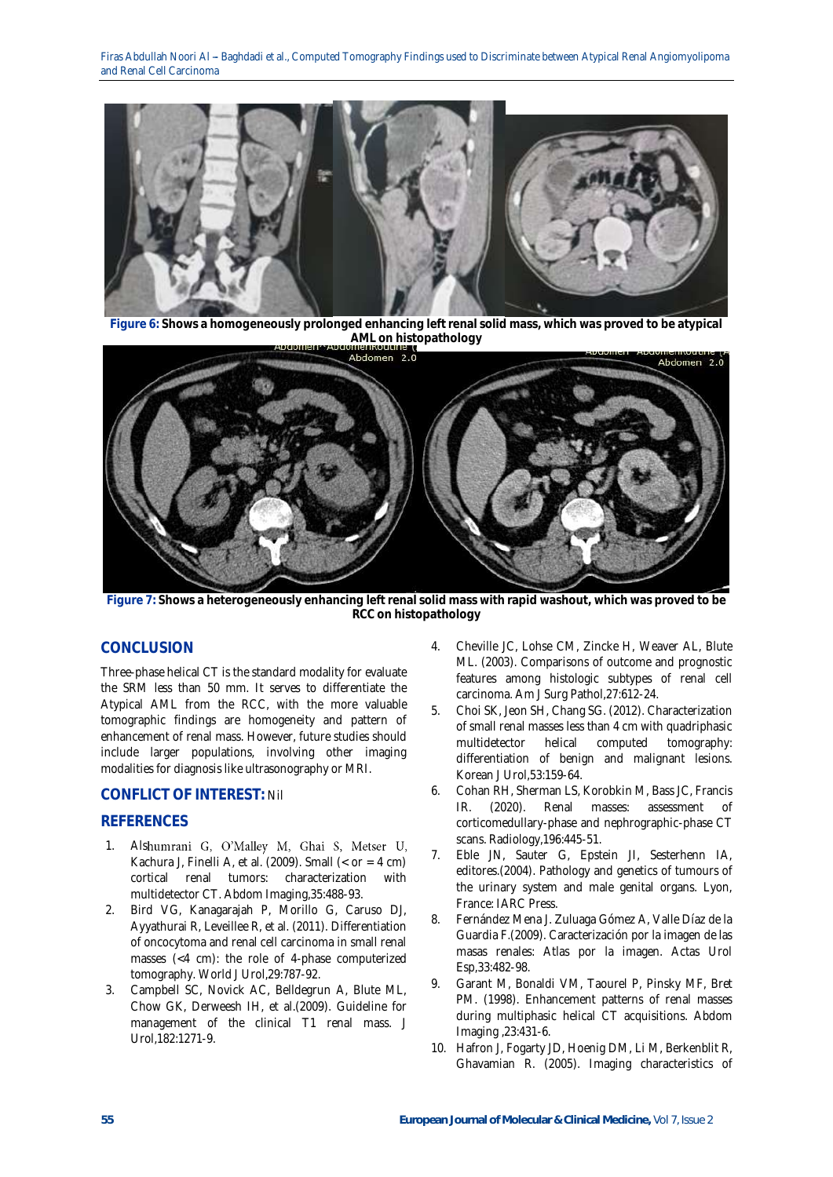Figure 6: Shows a homogeneously prolonged enhancing left renal solid mass, which was proved to be atypical AML on histopathology

Figure 7: Shows a heterogeneously enhancing left renal solid mass with rapid washout, which was proved to be RCC on histopathology

## CONCLUSION

Three-phase helical CT is the standard modality for evaluate the SRM less than 50 mm. It serves to differentiate the Atypical AML from the RCC, with the more valuable tomographic findings are homogeneity and pattern of enhancement of renal mass. However, future studies should include larger populations, involving other imaging modalities for diagnosis like ultrasonography or MRI.

## CONFLICT OF INTEREST: Nil

## REFERENCES

1. Alshumrani G, O'Malley M, Ghai S, Metser U, Kachura J, Finelli A, et al. (2009). Small (< or = 4 cm) cortical renal tumors: characterization with multidetector CT. Abdom Imaging,35:488-93.
2. Bird VG, Kanagarajah P, Morillo G, Caruso DJ, Ayyathurai R, Leveillee R, et al. (2011). Differentiation of oncocytoma and renal cell carcinoma in small renal masses (<4 cm): the role of 4-phase computerized tomography. World J Urol,29:787-92.
3. Campbell SC, Novick AC, Belldegrun A, Blute ML, Chow GK, Derweesh IH, et al.(2009). Guideline for management of the clinical T1 renal mass. J Urol,182:1271-9.
4. Cheville JC, Lohse CM, Zincke H, Weaver AL, Blute ML. (2003). Comparisons of outcome and prognostic features among histologic subtypes of renal cell carcinoma. Am J Surg Pathol,27:612-24.
5. Choi SK, Jeon SH, Chang SG. (2012). Characterization of small renal masses less than 4 cm with quadriphasic multidetector helical computed tomography: differentiation of benign and malignant lesions. Korean J Urol,53:159-64.
6. Cohan RH, Sherman LS, Korobkin M, Bass JC, Francis IR. (2020). Renal masses: assessment of corticomedullary-phase and nephrographic-phase CT scans. Radiology,196:445-51.
7. Eble JN, Sauter G, Epstein JI, Sesterhenn IA, editores.(2004). Pathology and genetics of tumours of the urinary system and male genital organs. Lyon, France: IARC Press.
8. Fernández Mena J. Zuluaga Gómez A, Valle Díaz de la Guardia F.(2009). Caracterización por la imagen de las masas renales: Atlas por la imagen. Actas Urol Esp,33:482-98.
9. Garant M, Bonaldi VM, Taourel P, Pinsky MF, Bret PM. (1998). Enhancement patterns of renal masses during multiphasic helical CT acquisitions. Abdom Imaging ,23:431-6.
10. Hafron J, Fogarty JD, Hoenig DM, Li M, Berkenblit R, Ghavamian R. (2005). Imaging characteristics of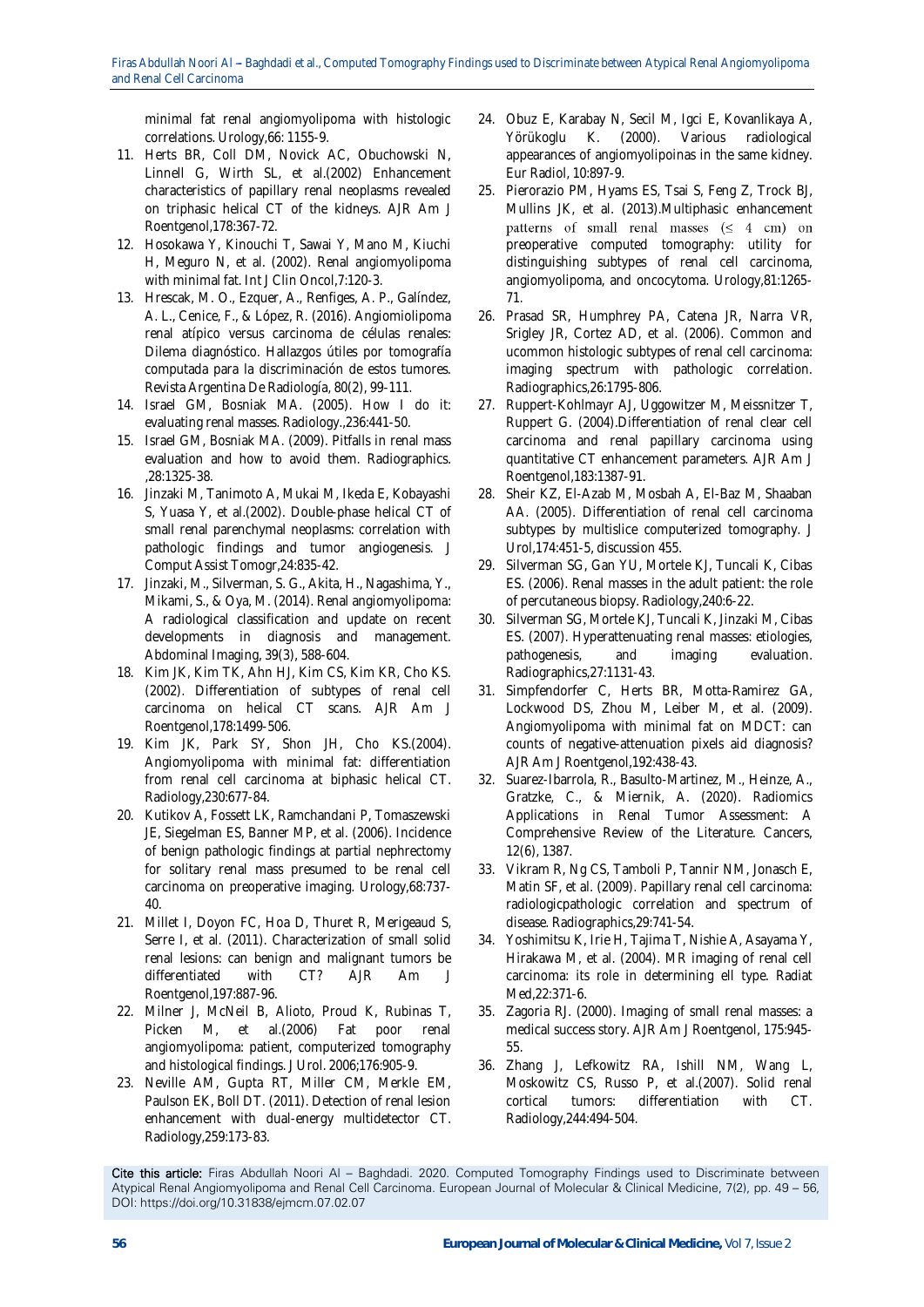minimal fat renal angiomyolipoma with histologic correlations. Urology,66: 1155-9.

11. Herts BR, Coll DM, Novick AC, Obuchowski N, Linnell G, Wirth SL, et al.(2002) Enhancement characteristics of papillary renal neoplasms revealed on triphasic helical CT of the kidneys. AJR Am J Roentgenol,178:367-72.
12. Hosokawa Y, Kinouchi T, Sawai Y, Mano M, Kiuchi H, Meguro N, et al. (2002). Renal angiomyolipoma with minimal fat. Int J Clin Oncol,7:120-3.
13. Hrescak, M. O., Ezquer, A., Renfiges, A. P., Galíndez, A. L., Cenice, F., & López, R. (2016). Angiomiolipoma renal atípico versus carcinoma de células renales: Dilema diagnóstico. Hallazgos útiles por tomografía computada para la discriminación de estos tumores. Revista Argentina De Radiología, 80(2), 99-111.
14. Israel GM, Bosniak MA. (2005). How I do it: evaluating renal masses. Radiology.,236:441-50.
15. Israel GM, Bosniak MA. (2009). Pitfalls in renal mass evaluation and how to avoid them. Radiographics. ,28:1325-38.
16. Jinzaki M, Tanimoto A, Mukai M, Ikeda E, Kobayashi S, Yuasa Y, et al.(2002). Double-phase helical CT of small renal parenchymal neoplasms: correlation with pathologic findings and tumor angiogenesis. J Comput Assist Tomogr,24:835-42.
17. Jinzaki, M., Silverman, S. G., Akita, H., Nagashima, Y., Mikami, S., & Oya, M. (2014). Renal angiomyolipoma: A radiological classification and update on recent developments in diagnosis and management. Abdominal Imaging, 39(3), 588-604.
18. Kim JK, Kim TK, Ahn HJ, Kim CS, Kim KR, Cho KS. (2002). Differentiation of subtypes of renal cell carcinoma on helical CT scans. AJR Am J Roentgenol,178:1499-506.
19. Kim JK, Park SY, Shon JH, Cho KS.(2004). Angiomyolipoma with minimal fat: differentiation from renal cell carcinoma at biphasic helical CT. Radiology,230:677-84.
20. Kutikov A, Fossett LK, Ramchandani P, Tomaszewski JE, Siegelman ES, Banner MP, et al. (2006). Incidence of benign pathologic findings at partial nephrectomy for solitary renal mass presumed to be renal cell carcinoma on preoperative imaging. Urology,68:737-40.
21. Millet I, Doyon FC, Hoa D, Thuret R, Merigeaud S, Serre I, et al. (2011). Characterization of small solid renal lesions: can benign and malignant tumors be differentiated with CT? AJR Am J Roentgenol,197:887-96.
22. Milner J, McNeil B, Alioto, Proud K, Rubinas T, Picken M, et al.(2006) Fat poor renal angiomyolipoma: patient, computerized tomography and histological findings. J Urol. 2006;176:905-9.
23. Neville AM, Gupta RT, Miller CM, Merkle EM, Paulson EK, Boll DT. (2011). Detection of renal lesion enhancement with dual-energy multidetector CT. Radiology,259:173-83.
24. Obuz E, Karabay N, Secil M, Igci E, Kovanlikaya A, Yörükoglu K. (2000). Various radiological appearances of angiomyolipoinas in the same kidney. Eur Radiol, 10:897-9.
25. Pierorazio PM, Hyams ES, Tsai S, Feng Z, Trock BJ, Mullins JK, et al. (2013).Multiphasic enhancement patterns of small renal masses (≤ 4 cm) on preoperative computed tomography: utility for distinguishing subtypes of renal cell carcinoma, angiomyolipoma, and oncocytoma. Urology,81:1265-71.
26. Prasad SR, Humphrey PA, Catena JR, Narra VR, Srigley JR, Cortez AD, et al. (2006). Common and ucommon histologic subtypes of renal cell carcinoma: imaging spectrum with pathologic correlation. Radiographics,26:1795-806.
27. Ruppert-Kohlmayr AJ, Uggowitzer M, Meissnitzer T, Ruppert G. (2004).Differentiation of renal clear cell carcinoma and renal papillary carcinoma using quantitative CT enhancement parameters. AJR Am J Roentgenol,183:1387-91.
28. Sheir KZ, El-Azab M, Mosbah A, El-Baz M, Shaaban AA. (2005). Differentiation of renal cell carcinoma subtypes by multislice computerized tomography. J Urol,174:451-5, discussion 455.
29. Silverman SG, Gan YU, Mortele KJ, Tuncali K, Cibas ES. (2006). Renal masses in the adult patient: the role of percutaneous biopsy. Radiology,240:6-22.
30. Silverman SG, Mortele KJ, Tuncali K, Jinzaki M, Cibas ES. (2007). Hyperattenuating renal masses: etiologies, pathogenesis, and imaging evaluation. Radiographics,27:1131-43.
31. Simpfendorfer C, Herts BR, Motta-Ramirez GA, Lockwood DS, Zhou M, Leiber M, et al. (2009). Angiomyolipoma with minimal fat on MDCT: can counts of negative-attenuation pixels aid diagnosis? AJR Am J Roentgenol,192:438-43.
32. Suarez-Ibarrola, R., Basulto-Martinez, M., Heinze, A., Gratzke, C., & Miernik, A. (2020). Radiomics Applications in Renal Tumor Assessment: A Comprehensive Review of the Literature. Cancers, 12(6), 1387.
33. Vikram R, Ng CS, Tamboli P, Tannir NM, Jonasch E, Matin SF, et al. (2009). Papillary renal cell carcinoma: radiologicpathologic correlation and spectrum of disease. Radiographics,29:741-54.
34. Yoshimitsu K, Irie H, Tajima T, Nishie A, Asayama Y, Hirakawa M, et al. (2004). MR imaging of renal cell carcinoma: its role in determining ell type. Radiat Med,22:371-6.
35. Zagoria RJ. (2000). Imaging of small renal masses: a medical success story. AJR Am J Roentgenol, 175:945-55.
36. Zhang J, Lefkowitz RA, Ishill NM, Wang L, Moskowitz CS, Russo P, et al.(2007). Solid renal cortical tumors: differentiation with CT. Radiology,244:494-504.

Cite this article: Firas Abdullah Noori Al – Baghdadi. 2020. Computed Tomography Findings used to Discriminate between Atypical Renal Angiomyolipoma and Renal Cell Carcinoma. European Journal of Molecular & Clinical Medicine, 7(2), pp. 49 – 56, DOI: https://doi.org/10.31838/ejmcm.07.02.07